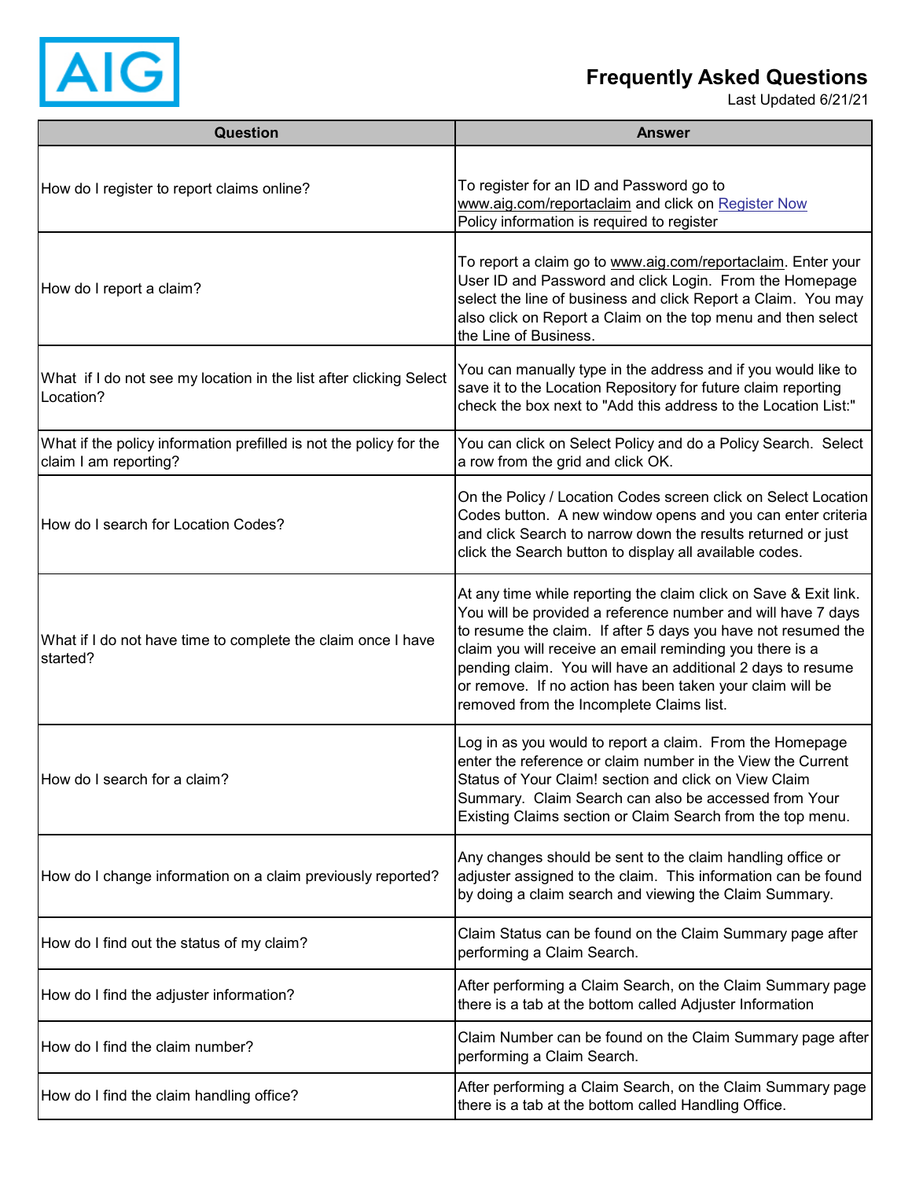AIG

# Frequently Asked Questions

Last Updated 6/21/21

| Question | Answer |
|---|---|
| How do I register to report claims online? | To register for an ID and Password go to www.aig.com/reportaclaim and click on Register Now Policy information is required to register |
| How do I report a claim? | To report a claim go to www.aig.com/reportaclaim. Enter your User ID and Password and click Login. From the Homepage select the line of business and click Report a Claim. You may also click on Report a Claim on the top menu and then select the Line of Business. |
| What if I do not see my location in the list after clicking Select Location? | You can manually type in the address and if you would like to save it to the Location Repository for future claim reporting check the box next to "Add this address to the Location List:" |
| What if the policy information prefilled is not the policy for the claim I am reporting? | You can click on Select Policy and do a Policy Search. Select a row from the grid and click OK. |
| How do I search for Location Codes? | On the Policy / Location Codes screen click on Select Location Codes button. A new window opens and you can enter criteria and click Search to narrow down the results returned or just click the Search button to display all available codes. |
| What if I do not have time to complete the claim once I have started? | At any time while reporting the claim click on Save & Exit link. You will be provided a reference number and will have 7 days to resume the claim. If after 5 days you have not resumed the claim you will receive an email reminding you there is a pending claim. You will have an additional 2 days to resume or remove. If no action has been taken your claim will be removed from the Incomplete Claims list. |
| How do I search for a claim? | Log in as you would to report a claim. From the Homepage enter the reference or claim number in the View the Current Status of Your Claim! section and click on View Claim Summary. Claim Search can also be accessed from Your Existing Claims section or Claim Search from the top menu. |
| How do I change information on a claim previously reported? | Any changes should be sent to the claim handling office or adjuster assigned to the claim. This information can be found by doing a claim search and viewing the Claim Summary. |
| How do I find out the status of my claim? | Claim Status can be found on the Claim Summary page after performing a Claim Search. |
| How do I find the adjuster information? | After performing a Claim Search, on the Claim Summary page there is a tab at the bottom called Adjuster Information |
| How do I find the claim number? | Claim Number can be found on the Claim Summary page after performing a Claim Search. |
| How do I find the claim handling office? | After performing a Claim Search, on the Claim Summary page there is a tab at the bottom called Handling Office. |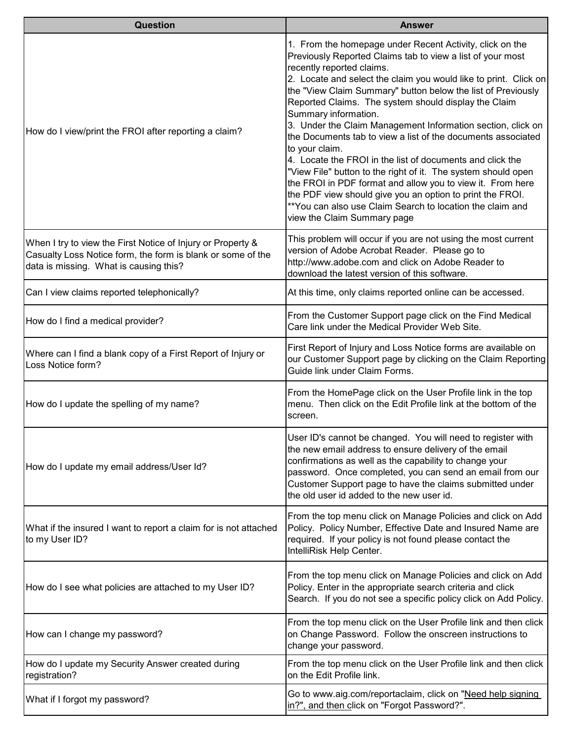| Question | Answer |
|---|---|
| How do I view/print the FROI after reporting a claim? | 1. From the homepage under Recent Activity, click on the Previously Reported Claims tab to view a list of your most recently reported claims.<br>2. Locate and select the claim you would like to print. Click on the "View Claim Summary" button below the list of Previously Reported Claims. The system should display the Claim Summary information.<br>3. Under the Claim Management Information section, click on the Documents tab to view a list of the documents associated to your claim.<br>4. Locate the FROI in the list of documents and click the "View File" button to the right of it. The system should open the FROI in PDF format and allow you to view it. From here the PDF view should give you an option to print the FROI.<br>**You can also use Claim Search to location the claim and view the Claim Summary page |
| When I try to view the First Notice of Injury or Property & Casualty Loss Notice form, the form is blank or some of the data is missing. What is causing this? | This problem will occur if you are not using the most current version of Adobe Acrobat Reader. Please go to http://www.adobe.com and click on Adobe Reader to download the latest version of this software. |
| Can I view claims reported telephonically? | At this time, only claims reported online can be accessed. |
| How do I find a medical provider? | From the Customer Support page click on the Find Medical Care link under the Medical Provider Web Site. |
| Where can I find a blank copy of a First Report of Injury or Loss Notice form? | First Report of Injury and Loss Notice forms are available on our Customer Support page by clicking on the Claim Reporting Guide link under Claim Forms. |
| How do I update the spelling of my name? | From the HomePage click on the User Profile link in the top menu. Then click on the Edit Profile link at the bottom of the screen. |
| How do I update my email address/User Id? | User ID's cannot be changed. You will need to register with the new email address to ensure delivery of the email confirmations as well as the capability to change your password. Once completed, you can send an email from our Customer Support page to have the claims submitted under the old user id added to the new user id. |
| What if the insured I want to report a claim for is not attached to my User ID? | From the top menu click on Manage Policies and click on Add Policy. Policy Number, Effective Date and Insured Name are required. If your policy is not found please contact the IntelliRisk Help Center. |
| How do I see what policies are attached to my User ID? | From the top menu click on Manage Policies and click on Add Policy. Enter in the appropriate search criteria and click Search. If you do not see a specific policy click on Add Policy. |
| How can I change my password? | From the top menu click on the User Profile link and then click on Change Password. Follow the onscreen instructions to change your password. |
| How do I update my Security Answer created during registration? | From the top menu click on the User Profile link and then click on the Edit Profile link. |
| What if I forgot my password? | Go to www.aig.com/reportaclaim, click on "Need help signing in?", and then click on "Forgot Password?". |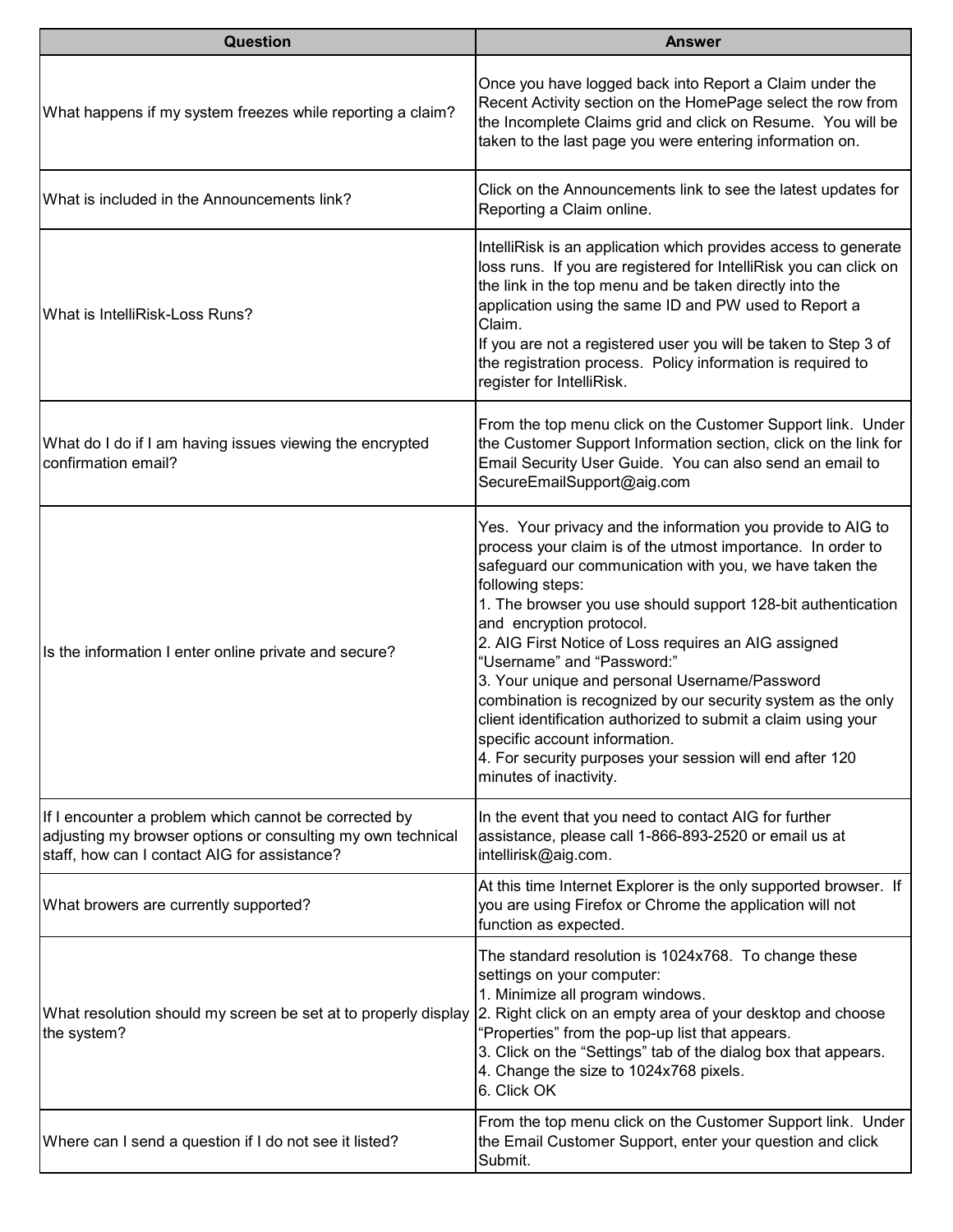| Question | Answer |
| --- | --- |
| What happens if my system freezes while reporting a claim? | Once you have logged back into Report a Claim under the Recent Activity section on the HomePage select the row from the Incomplete Claims grid and click on Resume. You will be taken to the last page you were entering information on. |
| What is included in the Announcements link? | Click on the Announcements link to see the latest updates for Reporting a Claim online. |
| What is IntelliRisk-Loss Runs? | IntelliRisk is an application which provides access to generate loss runs. If you are registered for IntelliRisk you can click on the link in the top menu and be taken directly into the application using the same ID and PW used to Report a Claim.<br>If you are not a registered user you will be taken to Step 3 of the registration process. Policy information is required to register for IntelliRisk. |
| What do I do if I am having issues viewing the encrypted confirmation email? | From the top menu click on the Customer Support link. Under the Customer Support Information section, click on the link for Email Security User Guide. You can also send an email to SecureEmailSupport@aig.com |
| Is the information I enter online private and secure? | Yes. Your privacy and the information you provide to AIG to process your claim is of the utmost importance. In order to safeguard our communication with you, we have taken the following steps:<br>1. The browser you use should support 128-bit authentication and encryption protocol.<br>2. AIG First Notice of Loss requires an AIG assigned "Username" and "Password:"<br>3. Your unique and personal Username/Password combination is recognized by our security system as the only client identification authorized to submit a claim using your specific account information.<br>4. For security purposes your session will end after 120 minutes of inactivity. |
| If I encounter a problem which cannot be corrected by adjusting my browser options or consulting my own technical staff, how can I contact AIG for assistance? | In the event that you need to contact AIG for further assistance, please call 1-866-893-2520 or email us at intellirisk@aig.com. |
| What browers are currently supported? | At this time Internet Explorer is the only supported browser. If you are using Firefox or Chrome the application will not function as expected. |
| What resolution should my screen be set at to properly display the system? | The standard resolution is 1024x768. To change these settings on your computer:<br>1. Minimize all program windows.<br>2. Right click on an empty area of your desktop and choose "Properties" from the pop-up list that appears.<br>3. Click on the "Settings" tab of the dialog box that appears.<br>4. Change the size to 1024x768 pixels.<br>6. Click OK |
| Where can I send a question if I do not see it listed? | From the top menu click on the Customer Support link. Under the Email Customer Support, enter your question and click Submit. |